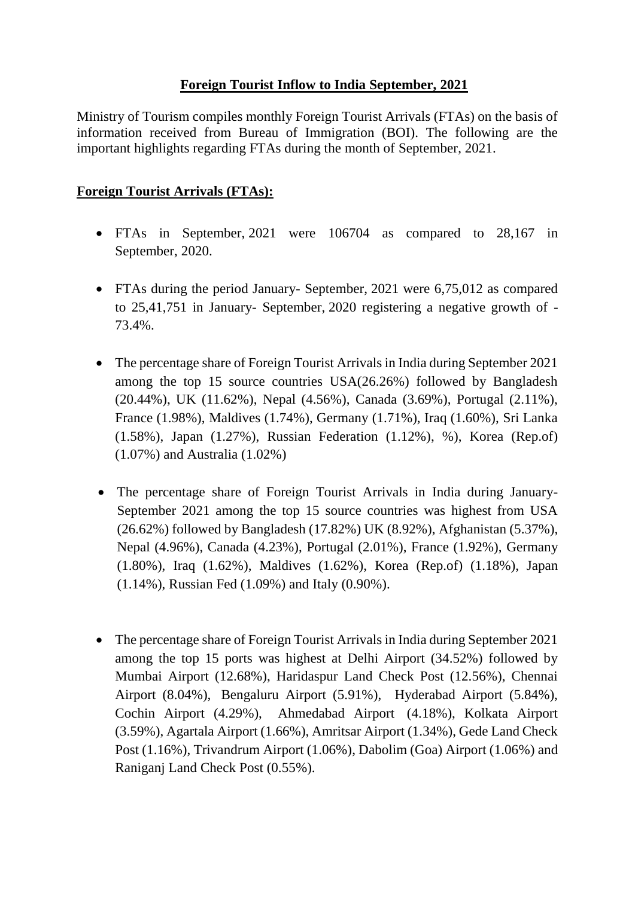## Foreign Tourist Inflow to India September, 2021

Ministry of Tourism compiles monthly Foreign Tourist Arrivals (FTAs) on the basis of information received from Bureau of Immigration (BOI). The following are the important highlights regarding FTAs during the month of September, 2021.

### Foreign Tourist Arrivals (FTAs):

- FTAs in September, 2021 were 106704 as compared to 28,167 in September, 2020.
- FTAs during the period January- September, 2021 were 6,75,012 as compared to 25,41,751 in January- September, 2020 registering a negative growth of -73.4%.
- The percentage share of Foreign Tourist Arrivals in India during September 2021 among the top 15 source countries USA(26.26%) followed by Bangladesh (20.44%), UK (11.62%), Nepal (4.56%), Canada (3.69%), Portugal (2.11%), France (1.98%), Maldives (1.74%), Germany (1.71%), Iraq (1.60%), Sri Lanka (1.58%), Japan (1.27%), Russian Federation (1.12%), %), Korea (Rep.of) (1.07%) and Australia (1.02%)
- The percentage share of Foreign Tourist Arrivals in India during January-September 2021 among the top 15 source countries was highest from USA (26.62%) followed by Bangladesh (17.82%) UK (8.92%), Afghanistan (5.37%), Nepal (4.96%), Canada (4.23%), Portugal (2.01%), France (1.92%), Germany (1.80%), Iraq (1.62%), Maldives (1.62%), Korea (Rep.of) (1.18%), Japan (1.14%), Russian Fed (1.09%) and Italy (0.90%).
- The percentage share of Foreign Tourist Arrivals in India during September 2021 among the top 15 ports was highest at Delhi Airport (34.52%) followed by Mumbai Airport (12.68%), Haridaspur Land Check Post (12.56%), Chennai Airport (8.04%), Bengaluru Airport (5.91%), Hyderabad Airport (5.84%), Cochin Airport (4.29%), Ahmedabad Airport (4.18%), Kolkata Airport (3.59%), Agartala Airport (1.66%), Amritsar Airport (1.34%), Gede Land Check Post (1.16%), Trivandrum Airport (1.06%), Dabolim (Goa) Airport (1.06%) and Raniganj Land Check Post (0.55%).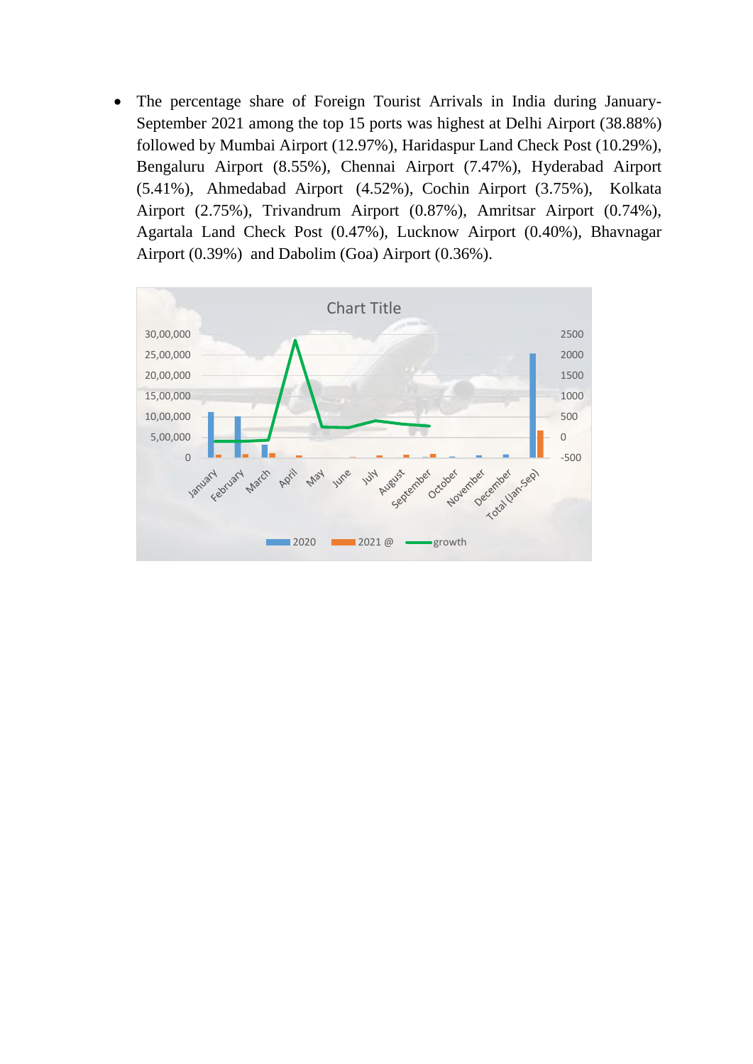- The percentage share of Foreign Tourist Arrivals in India during January-September 2021 among the top 15 ports was highest at Delhi Airport (38.88%) followed by Mumbai Airport (12.97%), Haridaspur Land Check Post (10.29%), Bengaluru Airport (8.55%), Chennai Airport (7.47%), Hyderabad Airport (5.41%), Ahmedabad Airport (4.52%), Cochin Airport (3.75%), Kolkata Airport (2.75%), Trivandrum Airport (0.87%), Amritsar Airport (0.74%), Agartala Land Check Post (0.47%), Lucknow Airport (0.40%), Bhavnagar Airport (0.39%) and Dabolim (Goa) Airport (0.36%).

Chart Title

30,00,000
25,00,000
20,00,000
15,00,000
10,00,000
5,00,000
0

2500
2000
1500
1000
500
0
-500

January
February
March
April
May
June
July
August
September
October
November
December
Total (Jan-Sep)

2020
2021 @
growth